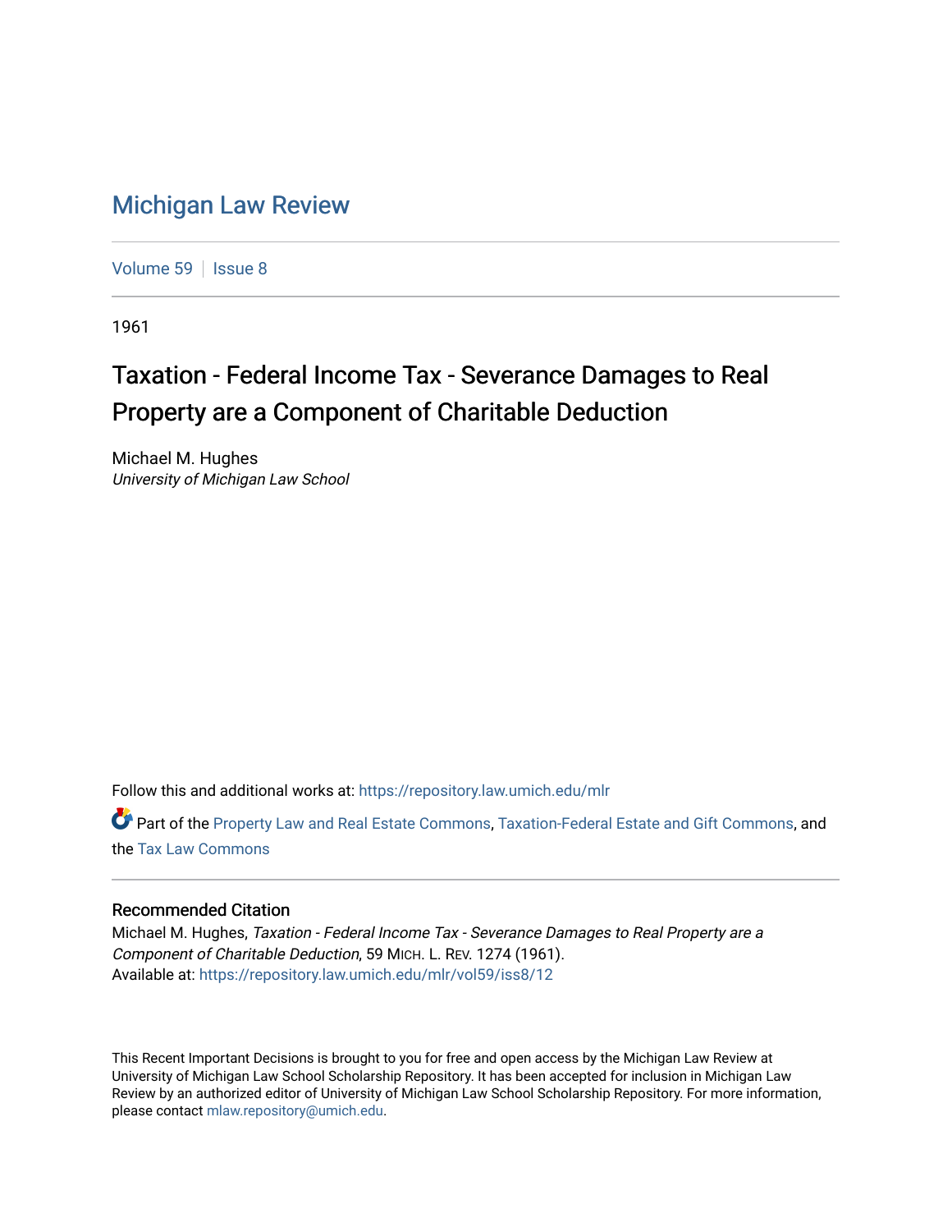# Michigan Law Review

Volume 59 | Issue 8

1961

## Taxation - Federal Income Tax - Severance Damages to Real Property are a Component of Charitable Deduction

Michael M. Hughes
*University of Michigan Law School*

Follow this and additional works at: https://repository.law.umich.edu/mlr

Part of the Property Law and Real Estate Commons, Taxation-Federal Estate and Gift Commons, and the Tax Law Commons

### Recommended Citation

Michael M. Hughes, *Taxation - Federal Income Tax - Severance Damages to Real Property are a Component of Charitable Deduction*, 59 MICH. L. REV. 1274 (1961).
Available at: https://repository.law.umich.edu/mlr/vol59/iss8/12

This Recent Important Decisions is brought to you for free and open access by the Michigan Law Review at University of Michigan Law School Scholarship Repository. It has been accepted for inclusion in Michigan Law Review by an authorized editor of University of Michigan Law School Scholarship Repository. For more information, please contact mlaw.repository@umich.edu.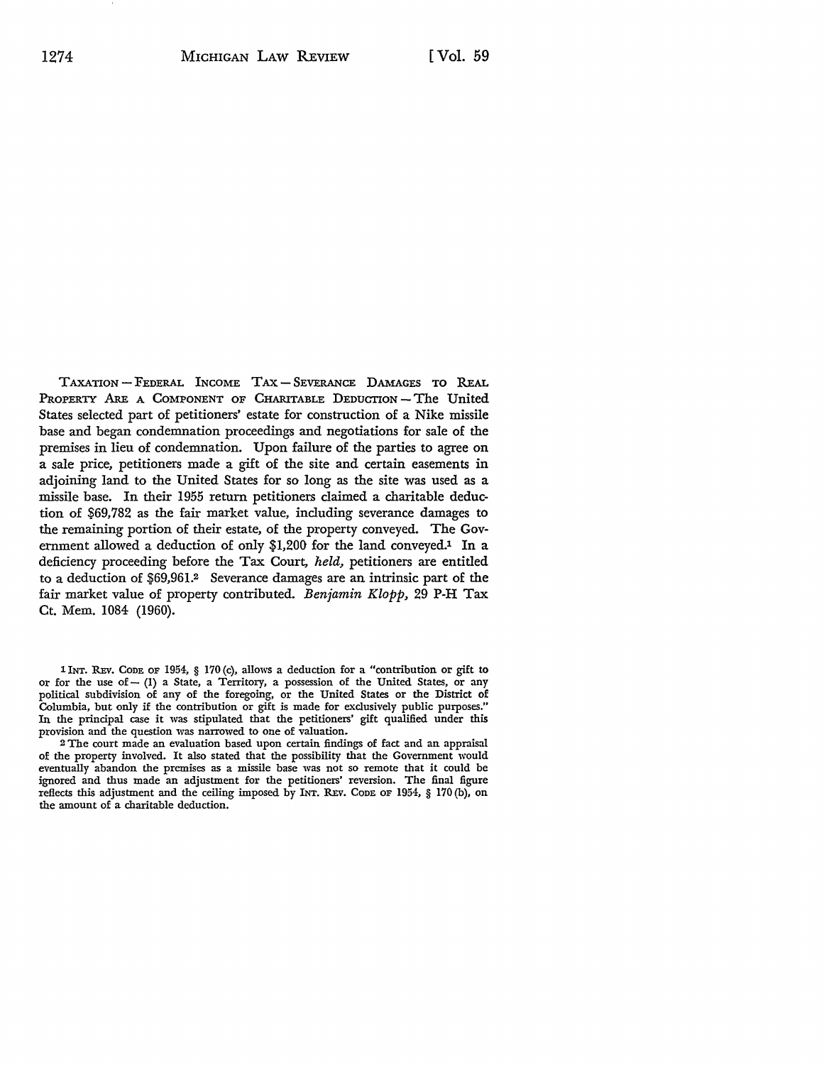TAXATION — FEDERAL INCOME TAX — SEVERANCE DAMAGES TO REAL PROPERTY ARE A COMPONENT OF CHARITABLE DEDUCTION — The United States selected part of petitioners' estate for construction of a Nike missile base and began condemnation proceedings and negotiations for sale of the premises in lieu of condemnation. Upon failure of the parties to agree on a sale price, petitioners made a gift of the site and certain easements in adjoining land to the United States for so long as the site was used as a missile base. In their 1955 return petitioners claimed a charitable deduction of $69,782 as the fair market value, including severance damages to the remaining portion of their estate, of the property conveyed. The Government allowed a deduction of only $1,200 for the land conveyed.[1] In a deficiency proceeding before the Tax Court, *held,* petitioners are entitled to a deduction of $69,961.[2] Severance damages are an intrinsic part of the fair market value of property contributed. *Benjamin Klopp,* 29 P-H Tax Ct. Mem. 1084 (1960).

---

[1] INT. REV. CODE OF 1954, § 170 (c), allows a deduction for a "contribution or gift to or for the use of — (1) a State, a Territory, a possession of the United States, or any political subdivision of any of the foregoing, or the United States or the District of Columbia, but only if the contribution or gift is made for exclusively public purposes." In the principal case it was stipulated that the petitioners' gift qualified under this provision and the question was narrowed to one of valuation.

[2] The court made an evaluation based upon certain findings of fact and an appraisal of the property involved. It also stated that the possibility that the Government would eventually abandon the premises as a missile base was not so remote that it could be ignored and thus made an adjustment for the petitioners' reversion. The final figure reflects this adjustment and the ceiling imposed by INT. REV. CODE OF 1954, § 170 (b), on the amount of a charitable deduction.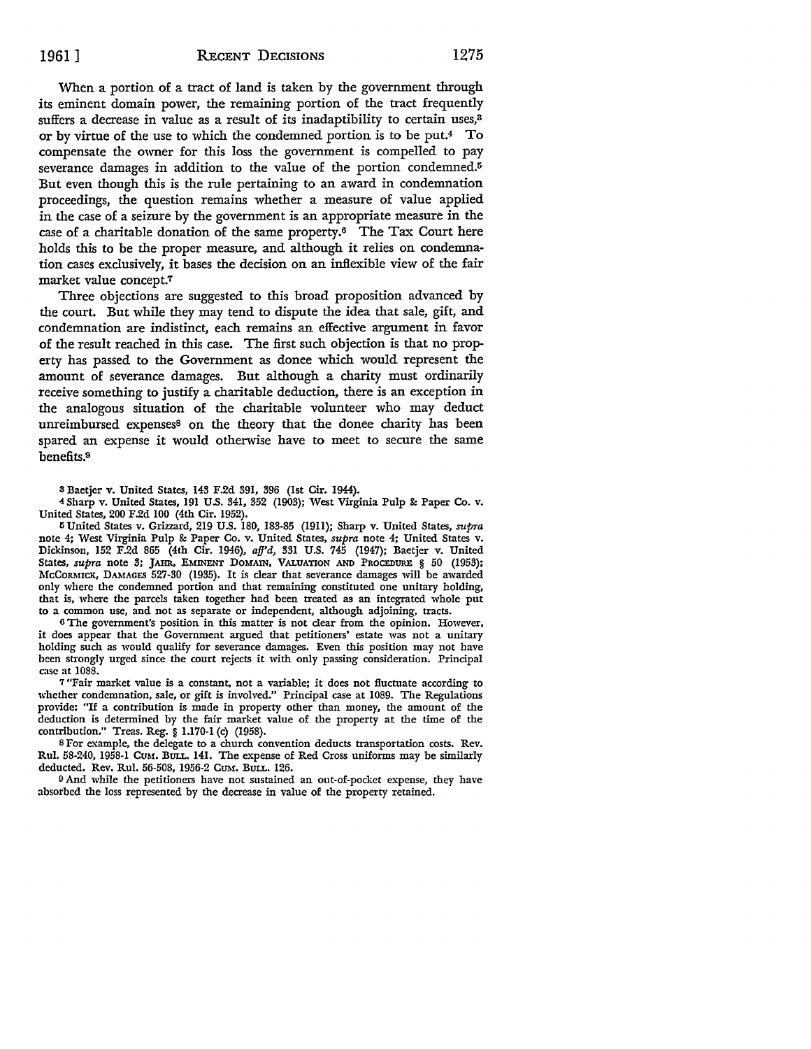When a portion of a tract of land is taken by the government through its eminent domain power, the remaining portion of the tract frequently suffers a decrease in value as a result of its inadaptibility to certain uses,[3] or by virtue of the use to which the condemned portion is to be put.[4] To compensate the owner for this loss the government is compelled to pay severance damages in addition to the value of the portion condemned.[5] But even though this is the rule pertaining to an award in condemnation proceedings, the question remains whether a measure of value applied in the case of a seizure by the government is an appropriate measure in the case of a charitable donation of the same property.[6] The Tax Court here holds this to be the proper measure, and although it relies on condemnation cases exclusively, it bases the decision on an inflexible view of the fair market value concept.[7]

Three objections are suggested to this broad proposition advanced by the court. But while they may tend to dispute the idea that sale, gift, and condemnation are indistinct, each remains an effective argument in favor of the result reached in this case. The first such objection is that no property has passed to the Government as donee which would represent the amount of severance damages. But although a charity must ordinarily receive something to justify a charitable deduction, there is an exception in the analogous situation of the charitable volunteer who may deduct unreimbursed expenses[8] on the theory that the donee charity has been spared an expense it would otherwise have to meet to secure the same benefits.[9]

---

[3] Baetjer v. United States, 143 F.2d 391, 396 (1st Cir. 1944).

[4] Sharp v. United States, 191 U.S. 341, 352 (1903); West Virginia Pulp & Paper Co. v. United States, 200 F.2d 100 (4th Cir. 1952).

[5] United States v. Grizzard, 219 U.S. 180, 183-85 (1911); Sharp v. United States, *supra* note 4; West Virginia Pulp & Paper Co. v. United States, *supra* note 4; United States v. Dickinson, 152 F.2d 865 (4th Cir. 1946), *aff'd*, 331 U.S. 745 (1947); Baetjer v. United States, *supra* note 3; JAHR, EMINENT DOMAIN, VALUATION AND PROCEDURE § 50 (1953); MCCORMICK, DAMAGES 527-30 (1935). It is clear that severance damages will be awarded only where the condemned portion and that remaining constituted one unitary holding, that is, where the parcels taken together had been treated as an integrated whole put to a common use, and not as separate or independent, although adjoining, tracts.

[6] The government's position in this matter is not clear from the opinion. However, it does appear that the Government argued that petitioners' estate was not a unitary holding such as would qualify for severance damages. Even this position may not have been strongly urged since the court rejects it with only passing consideration. Principal case at 1088.

[7] "Fair market value is a constant, not a variable; it does not fluctuate according to whether condemnation, sale, or gift is involved." Principal case at 1089. The Regulations provide: "If a contribution is made in property other than money, the amount of the deduction is determined by the fair market value of the property at the time of the contribution." Treas. Reg. § 1.170-1 (c) (1958).

[8] For example, the delegate to a church convention deducts transportation costs. Rev. Rul. 58-240, 1958-1 CUM. BULL. 141. The expense of Red Cross uniforms may be similarly deducted. Rev. Rul. 56-508, 1956-2 CUM. BULL. 126.

[9] And while the petitioners have not sustained an out-of-pocket expense, they have absorbed the loss represented by the decrease in value of the property retained.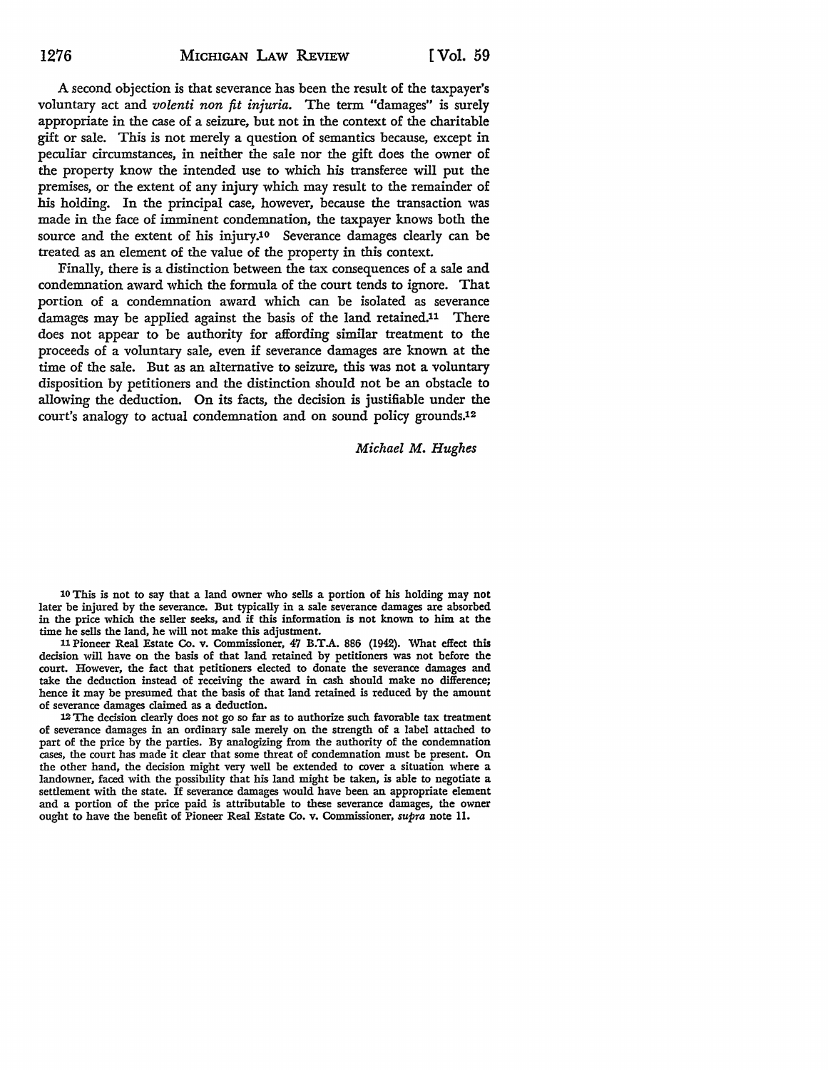A second objection is that severance has been the result of the taxpayer's voluntary act and *volenti non fit injuria*. The term "damages" is surely appropriate in the case of a seizure, but not in the context of the charitable gift or sale. This is not merely a question of semantics because, except in peculiar circumstances, in neither the sale nor the gift does the owner of the property know the intended use to which his transferee will put the premises, or the extent of any injury which may result to the remainder of his holding. In the principal case, however, because the transaction was made in the face of imminent condemnation, the taxpayer knows both the source and the extent of his injury.[10] Severance damages clearly can be treated as an element of the value of the property in this context.

Finally, there is a distinction between the tax consequences of a sale and condemnation award which the formula of the court tends to ignore. That portion of a condemnation award which can be isolated as severance damages may be applied against the basis of the land retained.[11] There does not appear to be authority for affording similar treatment to the proceeds of a voluntary sale, even if severance damages are known at the time of the sale. But as an alternative to seizure, this was not a voluntary disposition by petitioners and the distinction should not be an obstacle to allowing the deduction. On its facts, the decision is justifiable under the court's analogy to actual condemnation and on sound policy grounds.[12]

*Michael M. Hughes*

---

[10] This is not to say that a land owner who sells a portion of his holding may not later be injured by the severance. But typically in a sale severance damages are absorbed in the price which the seller seeks, and if this information is not known to him at the time he sells the land, he will not make this adjustment.

[11] Pioneer Real Estate Co. v. Commissioner, 47 B.T.A. 886 (1942). What effect this decision will have on the basis of that land retained by petitioners was not before the court. However, the fact that petitioners elected to donate the severance damages and take the deduction instead of receiving the award in cash should make no difference; hence it may be presumed that the basis of that land retained is reduced by the amount of severance damages claimed as a deduction.

[12] The decision clearly does not go so far as to authorize such favorable tax treatment of severance damages in an ordinary sale merely on the strength of a label attached to part of the price by the parties. By analogizing from the authority of the condemnation cases, the court has made it clear that some threat of condemnation must be present. On the other hand, the decision might very well be extended to cover a situation where a landowner, faced with the possibility that his land might be taken, is able to negotiate a settlement with the state. If severance damages would have been an appropriate element and a portion of the price paid is attributable to these severance damages, the owner ought to have the benefit of Pioneer Real Estate Co. v. Commissioner, *supra* note 11.